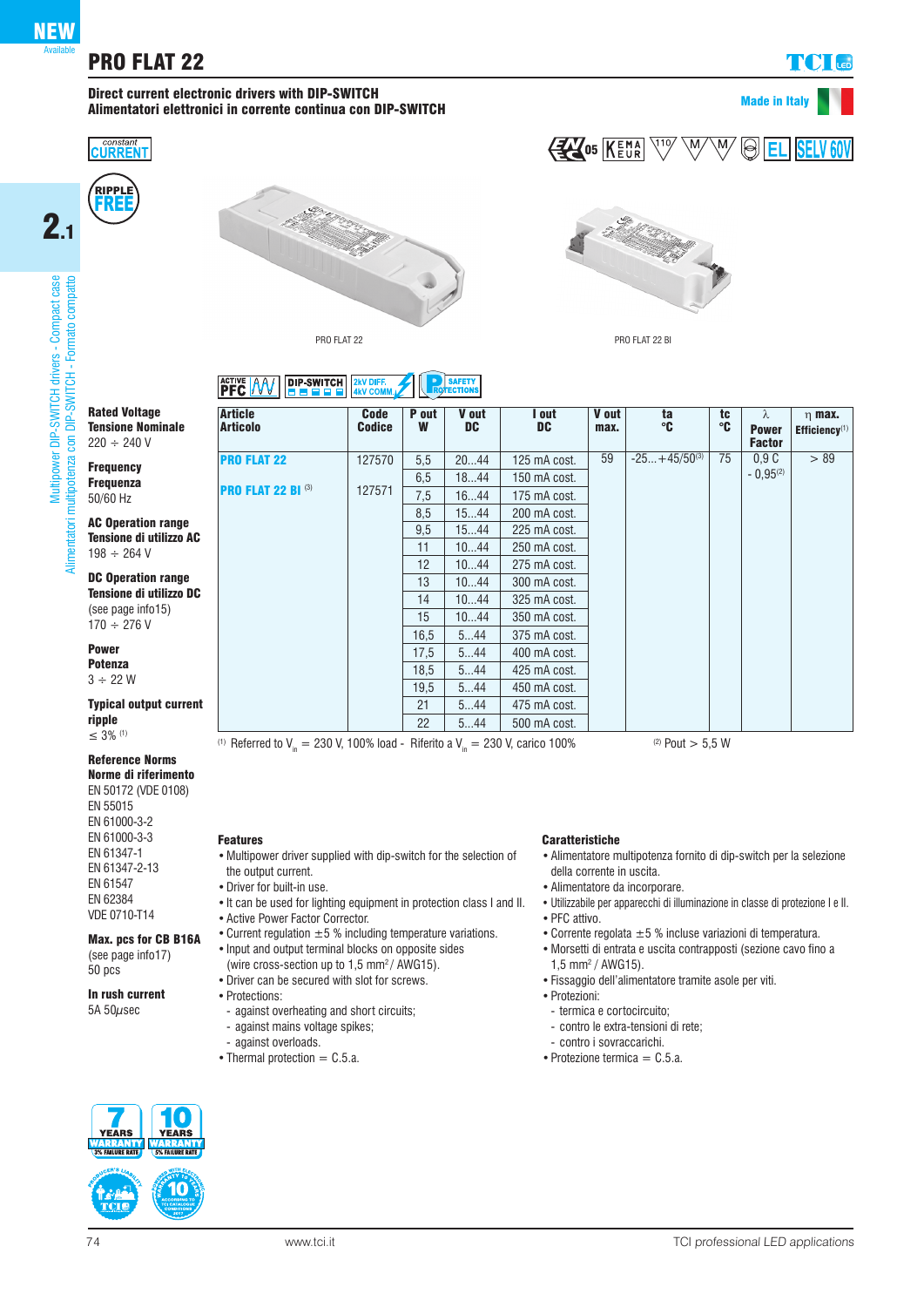# PRO FLAT 22

**Direct current electronic drivers with DIP-SWITCH**
**Alimentatori elettronici in corrente continua con DIP-SWITCH**

Made in Italy

constant CURRENT

RIPPLE FREE

PRO FLAT 22

PRO FLAT 22 BI

**Rated Voltage**
**Tensione Nominale**
220 ÷ 240 V

**Frequency**
**Frequenza**
50/60 Hz

**AC Operation range**
**Tensione di utilizzo AC**
198 ÷ 264 V

**DC Operation range**
**Tensione di utilizzo DC**
(see page info15)
170 ÷ 276 V

**Power**
**Potenza**
3 ÷ 22 W

**Typical output current ripple**
≤ 3% (1)

**Reference Norms**
**Norme di riferimento**
EN 50172 (VDE 0108)
EN 55015
EN 61000-3-2
EN 61000-3-3
EN 61347-1
EN 61347-2-13
EN 61547
EN 62384
VDE 0710-T14

**Max. pcs for CB B16A**
(see page info17)
50 pcs

**In rush current**
5A 50μsec

| Article Articolo | Code Codice | P out W | V out DC | I out DC | V out max. | ta °C | tc °C | λ Power Factor | η max. Efficiency(1) |
|---|---|---|---|---|---|---|---|---|---|
| **PRO FLAT 22** | 127570 | 5,5 | 20...44 | 125 mA cost. | 59 | -25...+45/50(3) | 75 | 0,9 C - 0,95(2) | > 89 |
| **PRO FLAT 22 BI** (3) | 127571 | 6,5 | 18...44 | 150 mA cost. | | | | | |
| | | 7,5 | 16...44 | 175 mA cost. | | | | | |
| | | 8,5 | 15...44 | 200 mA cost. | | | | | |
| | | 9,5 | 15...44 | 225 mA cost. | | | | | |
| | | 11 | 10...44 | 250 mA cost. | | | | | |
| | | 12 | 10...44 | 275 mA cost. | | | | | |
| | | 13 | 10...44 | 300 mA cost. | | | | | |
| | | 14 | 10...44 | 325 mA cost. | | | | | |
| | | 15 | 10...44 | 350 mA cost. | | | | | |
| | | 16,5 | 5...44 | 375 mA cost. | | | | | |
| | | 17,5 | 5...44 | 400 mA cost. | | | | | |
| | | 18,5 | 5...44 | 425 mA cost. | | | | | |
| | | 19,5 | 5...44 | 450 mA cost. | | | | | |
| | | 21 | 5...44 | 475 mA cost. | | | | | |
| | | 22 | 5...44 | 500 mA cost. | | | | | |

(1) Referred to $V_{in}$ = 230 V, 100% load - Riferito a $V_{in}$ = 230 V, carico 100%

(2) Pout > 5,5 W

### Features

- Multipower driver supplied with dip-switch for the selection of the output current.
- Driver for built-in use.
- It can be used for lighting equipment in protection class I and II.
- Active Power Factor Corrector.
- Current regulation ±5 % including temperature variations.
- Input and output terminal blocks on opposite sides (wire cross-section up to 1,5 mm² / AWG15).
- Driver can be secured with slot for screws.
- Protections:
  - against overheating and short circuits;
  - against mains voltage spikes;
  - against overloads.
- Thermal protection = C.5.a.

### Caratteristiche

- Alimentatore multipotenza fornito di dip-switch per la selezione della corrente in uscita.
- Alimentatore da incorporare.
- Utilizzabile per apparecchi di illuminazione in classe di protezione I e II.
- PFC attivo.
- Corrente regolata ±5 % incluse variazioni di temperatura.
- Morsetti di entrata e uscita contrapposti (sezione cavo fino a 1,5 mm² / AWG15).
- Fissaggio dell'alimentatore tramite asole per viti.
- Protezioni:
  - termica e cortocircuito;
  - contro le extra-tensioni di rete;
  - contro i sovraccarichi.
- Protezione termica = C.5.a.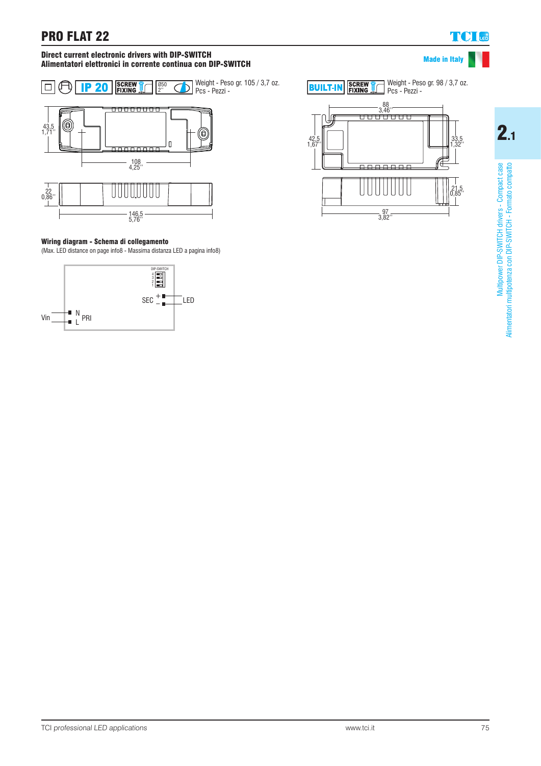# PRO FLAT 22

**Direct current electronic drivers with DIP-SWITCH**
**Alimentatori elettronici in corrente continua con DIP-SWITCH**

Made in Italy

IP 20 SCREW FIXING Ø50 2''

Weight - Peso gr. 105 / 3,7 oz.
Pcs - Pezzi -

43,5
1,71''

108
4,25''

22
0,86''

146,5
5,76''

BUILT-IN SCREW FIXING

Weight - Peso gr. 98 / 3,7 oz.
Pcs - Pezzi -

88
3,46''

42,5
1,67''

33,5
1,32''

21,5
0,85''

97
3,82''

**Wiring diagram - Schema di collegamento**
(Max. LED distance on page info8 - Massima distanza LED a pagina info8)

DIP-SWITCH
4
3
2
1

SEC + − LED

Vin N L PRI

2.1

Multipower DIP-SWITCH drivers - Compact case
Alimentatori multipotenza con DIP-SWITCH - Formato compatto